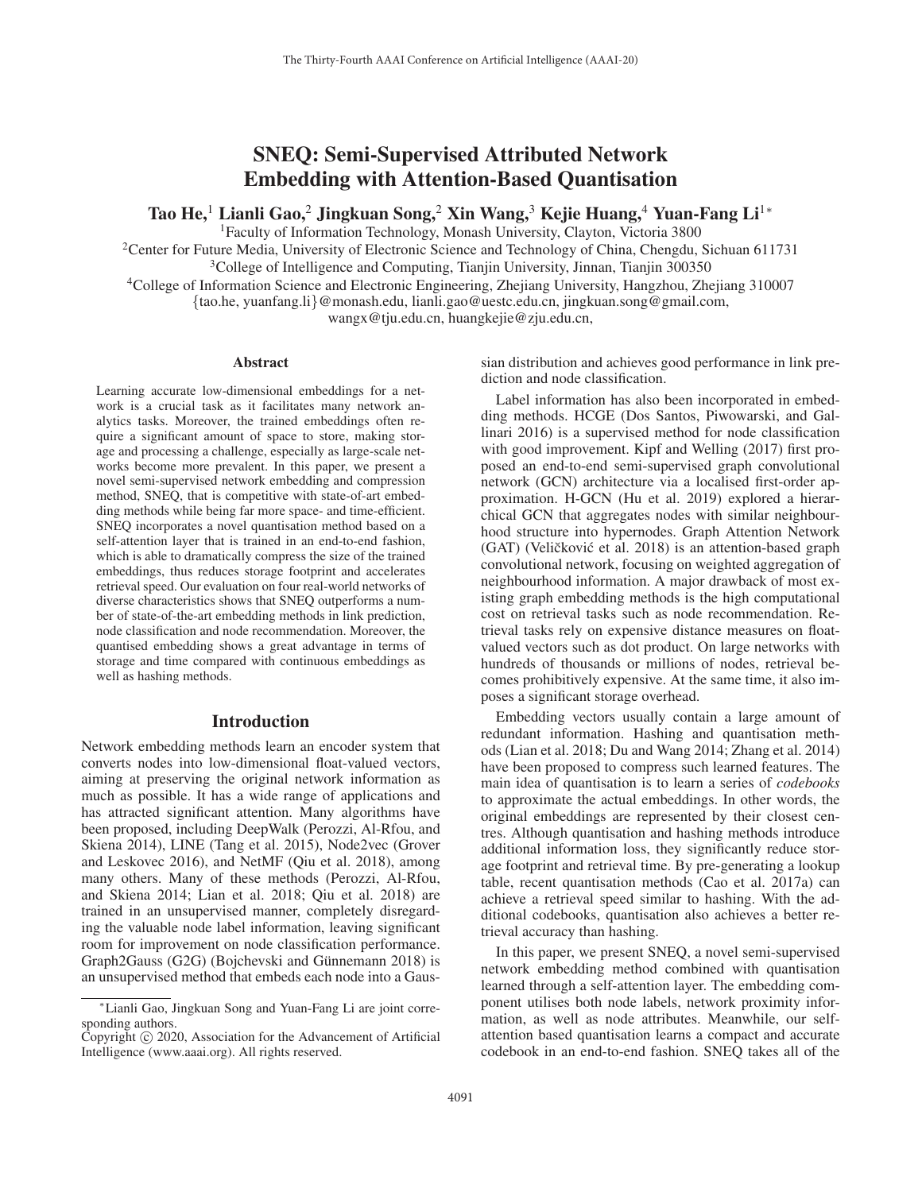# SNEQ: Semi-Supervised Attributed Network Embedding with Attention-Based Quantisation

**Tao He,[1] Lianli Gao,[2] Jingkuan Song,[2] Xin Wang,[3] Kejie Huang,[4] Yuan-Fang Li[1*]**

[1]Faculty of Information Technology, Monash University, Clayton, Victoria 3800

[2]Center for Future Media, University of Electronic Science and Technology of China, Chengdu, Sichuan 611731

[3]College of Intelligence and Computing, Tianjin University, Jinnan, Tianjin 300350

[4]College of Information Science and Electronic Engineering, Zhejiang University, Hangzhou, Zhejiang 310007

{tao.he, yuanfang.li}@monash.edu, lianli.gao@uestc.edu.cn, jingkuan.song@gmail.com, wangx@tju.edu.cn, huangkejie@zju.edu.cn,

## Abstract

Learning accurate low-dimensional embeddings for a network is a crucial task as it facilitates many network analytics tasks. Moreover, the trained embeddings often require a significant amount of space to store, making storage and processing a challenge, especially as large-scale networks become more prevalent. In this paper, we present a novel semi-supervised network embedding and compression method, SNEQ, that is competitive with state-of-art embedding methods while being far more space- and time-efficient. SNEQ incorporates a novel quantisation method based on a self-attention layer that is trained in an end-to-end fashion, which is able to dramatically compress the size of the trained embeddings, thus reduces storage footprint and accelerates retrieval speed. Our evaluation on four real-world networks of diverse characteristics shows that SNEQ outperforms a number of state-of-the-art embedding methods in link prediction, node classification and node recommendation. Moreover, the quantised embedding shows a great advantage in terms of storage and time compared with continuous embeddings as well as hashing methods.

## Introduction

Network embedding methods learn an encoder system that converts nodes into low-dimensional float-valued vectors, aiming at preserving the original network information as much as possible. It has a wide range of applications and has attracted significant attention. Many algorithms have been proposed, including DeepWalk (Perozzi, Al-Rfou, and Skiena 2014), LINE (Tang et al. 2015), Node2vec (Grover and Leskovec 2016), and NetMF (Qiu et al. 2018), among many others. Many of these methods (Perozzi, Al-Rfou, and Skiena 2014; Lian et al. 2018; Qiu et al. 2018) are trained in an unsupervised manner, completely disregarding the valuable node label information, leaving significant room for improvement on node classification performance. Graph2Gauss (G2G) (Bojchevski and Günnemann 2018) is an unsupervised method that embeds each node into a Gaussian distribution and achieves good performance in link prediction and node classification.

Label information has also been incorporated in embedding methods. HCGE (Dos Santos, Piwowarski, and Gallinari 2016) is a supervised method for node classification with good improvement. Kipf and Welling (2017) first proposed an end-to-end semi-supervised graph convolutional network (GCN) architecture via a localised first-order approximation. H-GCN (Hu et al. 2019) explored a hierarchical GCN that aggregates nodes with similar neighbourhood structure into hypernodes. Graph Attention Network (GAT) (Veličković et al. 2018) is an attention-based graph convolutional network, focusing on weighted aggregation of neighbourhood information. A major drawback of most existing graph embedding methods is the high computational cost on retrieval tasks such as node recommendation. Retrieval tasks rely on expensive distance measures on float-valued vectors such as dot product. On large networks with hundreds of thousands or millions of nodes, retrieval becomes prohibitively expensive. At the same time, it also imposes a significant storage overhead.

Embedding vectors usually contain a large amount of redundant information. Hashing and quantisation methods (Lian et al. 2018; Du and Wang 2014; Zhang et al. 2014) have been proposed to compress such learned features. The main idea of quantisation is to learn a series of *codebooks* to approximate the actual embeddings. In other words, the original embeddings are represented by their closest centres. Although quantisation and hashing methods introduce additional information loss, they significantly reduce storage footprint and retrieval time. By pre-generating a lookup table, recent quantisation methods (Cao et al. 2017a) can achieve a retrieval speed similar to hashing. With the additional codebooks, quantisation also achieves a better retrieval accuracy than hashing.

In this paper, we present SNEQ, a novel semi-supervised network embedding method combined with quantisation learned through a self-attention layer. The embedding component utilises both node labels, network proximity information, as well as node attributes. Meanwhile, our self-attention based quantisation learns a compact and accurate codebook in an end-to-end fashion. SNEQ takes all of the

*Lianli Gao, Jingkuan Song and Yuan-Fang Li are joint corresponding authors.

Copyright © 2020, Association for the Advancement of Artificial Intelligence (www.aaai.org). All rights reserved.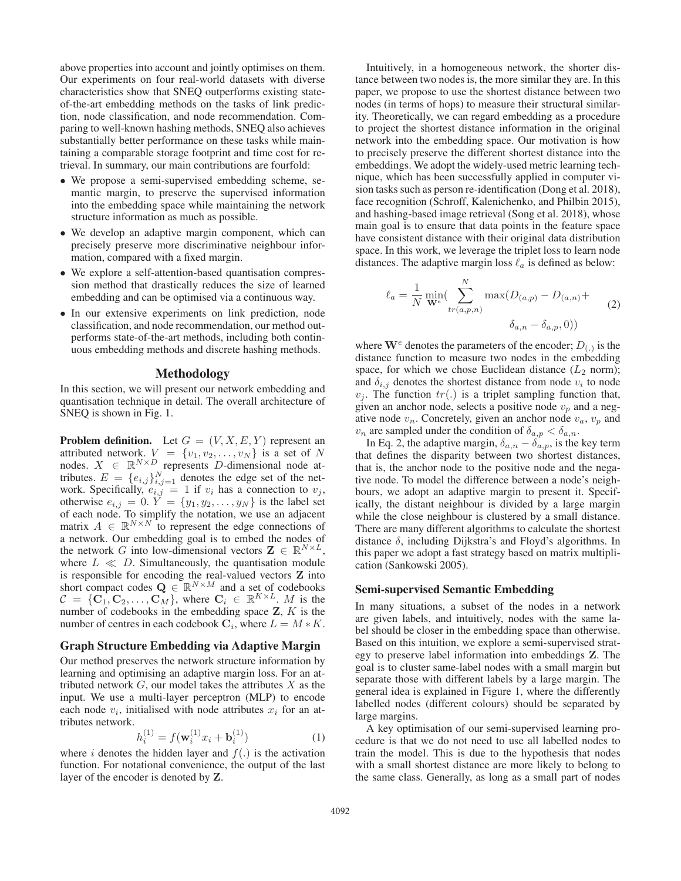above properties into account and jointly optimises on them. Our experiments on four real-world datasets with diverse characteristics show that SNEQ outperforms existing state-of-the-art embedding methods on the tasks of link prediction, node classification, and node recommendation. Comparing to well-known hashing methods, SNEQ also achieves substantially better performance on these tasks while maintaining a comparable storage footprint and time cost for retrieval. In summary, our main contributions are fourfold:

- We propose a semi-supervised embedding scheme, semantic margin, to preserve the supervised information into the embedding space while maintaining the network structure information as much as possible.
- We develop an adaptive margin component, which can precisely preserve more discriminative neighbour information, compared with a fixed margin.
- We explore a self-attention-based quantisation compression method that drastically reduces the size of learned embedding and can be optimised via a continuous way.
- In our extensive experiments on link prediction, node classification, and node recommendation, our method outperforms state-of-the-art methods, including both continuous embedding methods and discrete hashing methods.

## Methodology

In this section, we will present our network embedding and quantisation technique in detail. The overall architecture of SNEQ is shown in Fig. 1.

**Problem definition.** Let $G = (V, X, E, Y)$ represent an attributed network. $V = \{v_1, v_2, \ldots, v_N\}$ is a set of $N$ nodes. $X \in \mathbb{R}^{N \times D}$ represents $D$-dimensional node attributes. $E = \{e_{i,j}\}_{i,j=1}^{N}$ denotes the edge set of the network. Specifically, $e_{i,j} = 1$ if $v_i$ has a connection to $v_j$, otherwise $e_{i,j} = 0$. $Y = \{y_1, y_2, \ldots, y_N\}$ is the label set of each node. To simplify the notation, we use an adjacent matrix $A \in \mathbb{R}^{N \times N}$ to represent the edge connections of a network. Our embedding goal is to embed the nodes of the network $G$ into low-dimensional vectors $\mathbf{Z} \in \mathbb{R}^{N \times L}$, where $L \ll D$. Simultaneously, the quantisation module is responsible for encoding the real-valued vectors $\mathbf{Z}$ into short compact codes $\mathbf{Q} \in \mathbb{R}^{N \times M}$ and a set of codebooks $\mathcal{C} = \{\mathbf{C}_1, \mathbf{C}_2, \ldots, \mathbf{C}_M\}$, where $\mathbf{C}_i \in \mathbb{R}^{K \times L}$. $M$ is the number of codebooks in the embedding space $\mathbf{Z}$, $K$ is the number of centres in each codebook $\mathbf{C}_i$, where $L = M * K$.

### Graph Structure Embedding via Adaptive Margin

Our method preserves the network structure information by learning and optimising an adaptive margin loss. For an attributed network $G$, our model takes the attributes $X$ as the input. We use a multi-layer perceptron (MLP) to encode each node $v_i$, initialised with node attributes $x_i$ for an attributes network.

$$h_i^{(1)} = f(\mathbf{w}_i^{(1)} x_i + \mathbf{b}_i^{(1)}) \tag{1}$$

where $i$ denotes the hidden layer and $f(.)$ is the activation function. For notational convenience, the output of the last layer of the encoder is denoted by $\mathbf{Z}$.

Intuitively, in a homogeneous network, the shorter distance between two nodes is, the more similar they are. In this paper, we propose to use the shortest distance between two nodes (in terms of hops) to measure their structural similarity. Theoretically, we can regard embedding as a procedure to project the shortest distance information in the original network into the embedding space. Our motivation is how to precisely preserve the different shortest distance into the embeddings. We adopt the widely-used metric learning technique, which has been successfully applied in computer vision tasks such as person re-identification (Dong et al. 2018), face recognition (Schroff, Kalenichenko, and Philbin 2015), and hashing-based image retrieval (Song et al. 2018), whose main goal is to ensure that data points in the feature space have consistent distance with their original data distribution space. In this work, we leverage the triplet loss to learn node distances. The adaptive margin loss $\ell_a$ is defined as below:

$$\ell_a = \frac{1}{N} \min_{\mathbf{W}^e} \Big( \sum_{tr(a,p,n)}^{N} \max(D_{(a,p)} - D_{(a,n)} + \delta_{a,n} - \delta_{a,p}, 0) \Big) \tag{2}$$

where $\mathbf{W}^e$ denotes the parameters of the encoder; $D_{(.)}$ is the distance function to measure two nodes in the embedding space, for which we chose Euclidean distance ($L_2$ norm); and $\delta_{i,j}$ denotes the shortest distance from node $v_i$ to node $v_j$. The function $tr(.)$ is a triplet sampling function that, given an anchor node, selects a positive node $v_p$ and a negative node $v_n$. Concretely, given an anchor node $v_a$, $v_p$ and $v_n$ are sampled under the condition of $\delta_{a,p} < \delta_{a,n}$.

In Eq. 2, the adaptive margin, $\delta_{a,n} - \delta_{a,p}$, is the key term that defines the disparity between two shortest distances, that is, the anchor node to the positive node and the negative node. To model the difference between a node's neighbours, we adopt an adaptive margin to present it. Specifically, the distant neighbour is divided by a large margin while the close neighbour is clustered by a small distance. There are many different algorithms to calculate the shortest distance $\delta$, including Dijkstra's and Floyd's algorithms. In this paper we adopt a fast strategy based on matrix multiplication (Sankowski 2005).

### Semi-supervised Semantic Embedding

In many situations, a subset of the nodes in a network are given labels, and intuitively, nodes with the same label should be closer in the embedding space than otherwise. Based on this intuition, we explore a semi-supervised strategy to preserve label information into embeddings $\mathbf{Z}$. The goal is to cluster same-label nodes with a small margin but separate those with different labels by a large margin. The general idea is explained in Figure 1, where the differently labelled nodes (different colours) should be separated by large margins.

A key optimisation of our semi-supervised learning procedure is that we do not need to use all labelled nodes to train the model. This is due to the hypothesis that nodes with a small shortest distance are more likely to belong to the same class. Generally, as long as a small part of nodes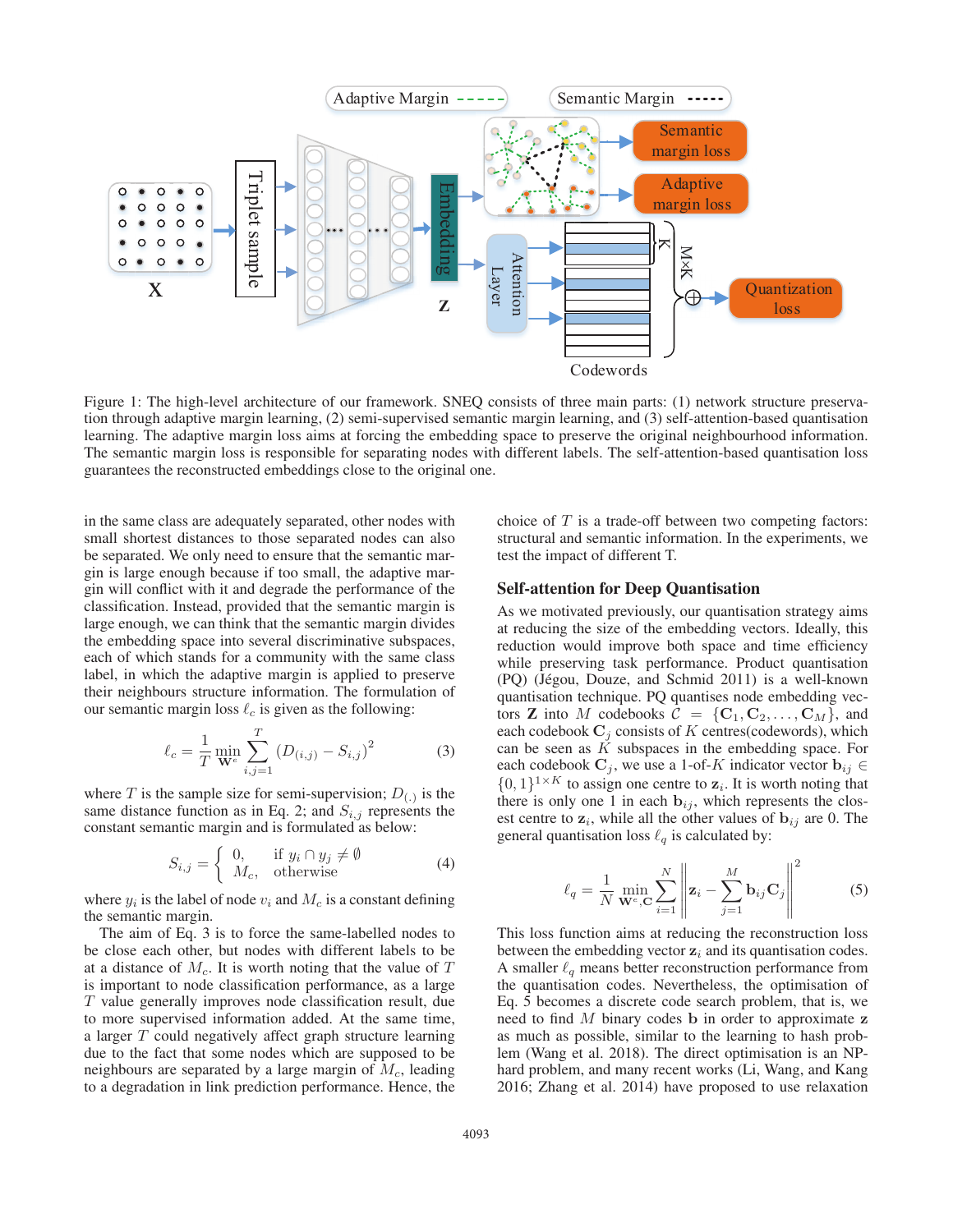Figure 1: The high-level architecture of our framework. SNEQ consists of three main parts: (1) network structure preservation through adaptive margin learning, (2) semi-supervised semantic margin learning, and (3) self-attention-based quantisation learning. The adaptive margin loss aims at forcing the embedding space to preserve the original neighbourhood information. The semantic margin loss is responsible for separating nodes with different labels. The self-attention-based quantisation loss guarantees the reconstructed embeddings close to the original one.

in the same class are adequately separated, other nodes with small shortest distances to those separated nodes can also be separated. We only need to ensure that the semantic margin is large enough because if too small, the adaptive margin will conflict with it and degrade the performance of the classification. Instead, provided that the semantic margin is large enough, we can think that the semantic margin divides the embedding space into several discriminative subspaces, each of which stands for a community with the same class label, in which the adaptive margin is applied to preserve their neighbours structure information. The formulation of our semantic margin loss $\ell_c$ is given as the following:

$$\ell_c = \frac{1}{T} \min_{\mathbf{W}^e} \sum_{i,j=1}^{T} \left( D_{(i,j)} - S_{i,j} \right)^2 \tag{3}$$

where $T$ is the sample size for semi-supervision; $D_{(.)}$ is the same distance function as in Eq. 2; and $S_{i,j}$ represents the constant semantic margin and is formulated as below:

$$S_{i,j} = \begin{cases} 0, & \text{if } y_i \cap y_j \neq \emptyset \\ M_c, & \text{otherwise} \end{cases} \tag{4}$$

where $y_i$ is the label of node $v_i$ and $M_c$ is a constant defining the semantic margin.

The aim of Eq. 3 is to force the same-labelled nodes to be close to each other, but nodes with different labels to be at a distance of $M_c$. It is worth noting that the value of $T$ is important to node classification performance, as a large $T$ value generally improves node classification result, due to more supervised information added. At the same time, a larger $T$ could negatively affect graph structure learning due to the fact that some nodes which are supposed to be neighbours are separated by a large margin of $M_c$, leading to a degradation in link prediction performance. Hence, the choice of $T$ is a trade-off between two competing factors: structural and semantic information. In the experiments, we test the impact of different T.

## Self-attention for Deep Quantisation

As we motivated previously, our quantisation strategy aims at reducing the size of the embedding vectors. Ideally, this reduction would improve both space and time efficiency while preserving task performance. Product quantisation (PQ) (Jégou, Douze, and Schmid 2011) is a well-known quantisation technique. PQ quantises node embedding vectors $\mathbf{Z}$ into $M$ codebooks $\mathcal{C} = \{\mathbf{C}_1, \mathbf{C}_2, \ldots, \mathbf{C}_M\}$, and each codebook $\mathbf{C}_j$ consists of $K$ centres(codewords), which can be seen as $K$ subspaces in the embedding space. For each codebook $\mathbf{C}_j$, we use a 1-of-$K$ indicator vector $\mathbf{b}_{ij} \in \{0, 1\}^{1\times K}$ to assign one centre to $\mathbf{z}_i$. It is worth noting that there is only one 1 in each $\mathbf{b}_{ij}$, which represents the closest centre to $\mathbf{z}_i$, while all the other values of $\mathbf{b}_{ij}$ are 0. The general quantisation loss $\ell_q$ is calculated by:

$$\ell_q = \frac{1}{N} \min_{\mathbf{W}^e, \mathbf{C}} \sum_{i=1}^{N} \left\| \mathbf{z}_i - \sum_{j=1}^{M} \mathbf{b}_{ij} \mathbf{C}_j \right\|^2 \tag{5}$$

This loss function aims at reducing the reconstruction loss between the embedding vector $\mathbf{z}_i$ and its quantisation codes. A smaller $\ell_q$ means better reconstruction performance from the quantisation codes. Nevertheless, the optimisation of Eq. 5 becomes a discrete code search problem, that is, we need to find $M$ binary codes $\mathbf{b}$ in order to approximate $\mathbf{z}$ as much as possible, similar to the learning to hash problem (Wang et al. 2018). The direct optimisation is an NP-hard problem, and many recent works (Li, Wang, and Kang 2016; Zhang et al. 2014) have proposed to use relaxation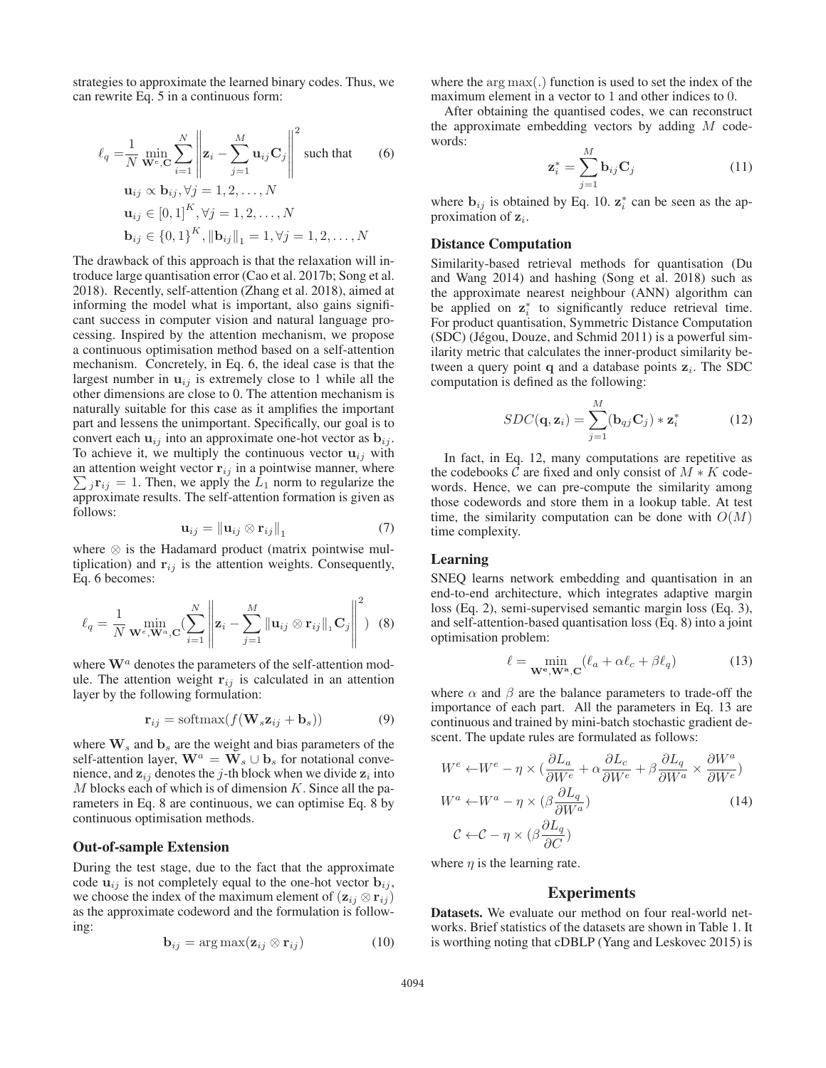strategies to approximate the learned binary codes. Thus, we can rewrite Eq. 5 in a continuous form:

$$
\begin{aligned}
\ell_q = & \frac{1}{N} \min_{\mathbf{W}^e, \mathbf{C}} \sum_{i=1}^{N} \left\| \mathbf{z}_i - \sum_{j=1}^{M} \mathbf{u}_{ij} \mathbf{C}_j \right\|^2 \text{ such that} \\
& \mathbf{u}_{ij} \propto \mathbf{b}_{ij}, \forall j = 1, 2, \ldots, N \\
& \mathbf{u}_{ij} \in [0, 1]^K, \forall j = 1, 2, \ldots, N \\
& \mathbf{b}_{ij} \in \{0, 1\}^K, \|\mathbf{b}_{ij}\|_1 = 1, \forall j = 1, 2, \ldots, N
\end{aligned} \tag{6}
$$

The drawback of this approach is that the relaxation will introduce large quantisation error (Cao et al. 2017b; Song et al. 2018). Recently, self-attention (Zhang et al. 2018), aimed at informing the model what is important, also gains significant success in computer vision and natural language processing. Inspired by the attention mechanism, we propose a continuous optimisation method based on a self-attention mechanism. Concretely, in Eq. 6, the ideal case is that the largest number in $\mathbf{u}_{ij}$ is extremely close to 1 while all the other dimensions are close to 0. The attention mechanism is naturally suitable for this case as it amplifies the important part and lessens the unimportant. Specifically, our goal is to convert each $\mathbf{u}_{ij}$ into an approximate one-hot vector as $\mathbf{b}_{ij}$. To achieve it, we multiply the continuous vector $\mathbf{u}_{ij}$ with an attention weight vector $\mathbf{r}_{ij}$ in a pointwise manner, where $\sum_j \mathbf{r}_{ij} = 1$. Then, we apply the $L_1$ norm to regularize the approximate results. The self-attention formation is given as follows:

$$
\mathbf{u}_{ij} = \|\mathbf{u}_{ij} \otimes \mathbf{r}_{ij}\|_1 \tag{7}
$$

where $\otimes$ is the Hadamard product (matrix pointwise multiplication) and $\mathbf{r}_{ij}$ is the attention weights. Consequently, Eq. 6 becomes:

$$
\ell_q = \frac{1}{N} \min_{\mathbf{W}^e, \mathbf{W}^a, \mathbf{C}} \left( \sum_{i=1}^{N} \left\| \mathbf{z}_i - \sum_{j=1}^{M} \|\mathbf{u}_{ij} \otimes \mathbf{r}_{ij}\|_1 \mathbf{C}_j \right\|^2 \right) \tag{8}
$$

where $\mathbf{W}^a$ denotes the parameters of the self-attention module. The attention weight $\mathbf{r}_{ij}$ is calculated in an attention layer by the following formulation:

$$
\mathbf{r}_{ij} = \text{softmax}(f(\mathbf{W}_s \mathbf{z}_{ij} + \mathbf{b}_s)) \tag{9}
$$

where $\mathbf{W}_s$ and $\mathbf{b}_s$ are the weight and bias parameters of the self-attention layer, $\mathbf{W}^a = \mathbf{W}_s \cup \mathbf{b}_s$ for notational convenience, and $\mathbf{z}_{ij}$ denotes the $j$-th block when we divide $\mathbf{z}_i$ into $M$ blocks each of which is of dimension $K$. Since all the parameters in Eq. 8 are continuous, we can optimise Eq. 8 by continuous optimisation methods.

### Out-of-sample Extension

During the test stage, due to the fact that the approximate code $\mathbf{u}_{ij}$ is not completely equal to the one-hot vector $\mathbf{b}_{ij}$, we choose the index of the maximum element of $(\mathbf{z}_{ij} \otimes \mathbf{r}_{ij})$ as the approximate codeword and the formulation is following:

$$
\mathbf{b}_{ij} = \arg\max(\mathbf{z}_{ij} \otimes \mathbf{r}_{ij}) \tag{10}
$$

where the $\arg\max(.)$ function is used to set the index of the maximum element in a vector to 1 and other indices to 0.

After obtaining the quantised codes, we can reconstruct the approximate embedding vectors by adding $M$ codewords:

$$
\mathbf{z}_i^* = \sum_{j=1}^{M} \mathbf{b}_{ij} \mathbf{C}_j \tag{11}
$$

where $\mathbf{b}_{ij}$ is obtained by Eq. 10. $\mathbf{z}_i^*$ can be seen as the approximation of $\mathbf{z}_i$.

### Distance Computation

Similarity-based retrieval methods for quantisation (Du and Wang 2014) and hashing (Song et al. 2018) such as the approximate nearest neighbour (ANN) algorithm can be applied on $\mathbf{z}_i^*$ to significantly reduce retrieval time. For product quantisation, Symmetric Distance Computation (SDC) (Jégou, Douze, and Schmid 2011) is a powerful similarity metric that calculates the inner-product similarity between a query point $\mathbf{q}$ and a database points $\mathbf{z}_i$. The SDC computation is defined as the following:

$$
SDC(\mathbf{q}, \mathbf{z}_i) = \sum_{j=1}^{M} (\mathbf{b}_{qj} \mathbf{C}_j) * \mathbf{z}_i^* \tag{12}
$$

In fact, in Eq. 12, many computations are repetitive as the codebooks $\mathcal{C}$ are fixed and only consist of $M * K$ codewords. Hence, we can pre-compute the similarity among those codewords and store them in a lookup table. At test time, the similarity computation can be done with $O(M)$ time complexity.

### Learning

SNEQ learns network embedding and quantisation in an end-to-end architecture, which integrates adaptive margin loss (Eq. 2), semi-supervised semantic margin loss (Eq. 3), and self-attention-based quantisation loss (Eq. 8) into a joint optimisation problem:

$$
\ell = \min_{\mathbf{W^e}, \mathbf{W^a}, \mathbf{C}} (\ell_a + \alpha \ell_c + \beta \ell_q) \tag{13}
$$

where $\alpha$ and $\beta$ are the balance parameters to trade-off the importance of each part. All the parameters in Eq. 13 are continuous and trained by mini-batch stochastic gradient descent. The update rules are formulated as follows:

$$
\begin{aligned}
W^e \leftarrow & W^e - \eta \times \left(\frac{\partial L_a}{\partial W^e} + \alpha \frac{\partial L_c}{\partial W^e} + \beta \frac{\partial L_q}{\partial W^a} \times \frac{\partial W^a}{\partial W^e}\right) \\
W^a \leftarrow & W^a - \eta \times \left(\beta \frac{\partial L_q}{\partial W^a}\right) \\
\mathcal{C} \leftarrow & \mathcal{C} - \eta \times \left(\beta \frac{\partial L_q}{\partial \mathcal{C}}\right)
\end{aligned} \tag{14}
$$

where $\eta$ is the learning rate.

## Experiments

**Datasets.** We evaluate our method on four real-world networks. Brief statistics of the datasets are shown in Table 1. It is worthing noting that cDBLP (Yang and Leskovec 2015) is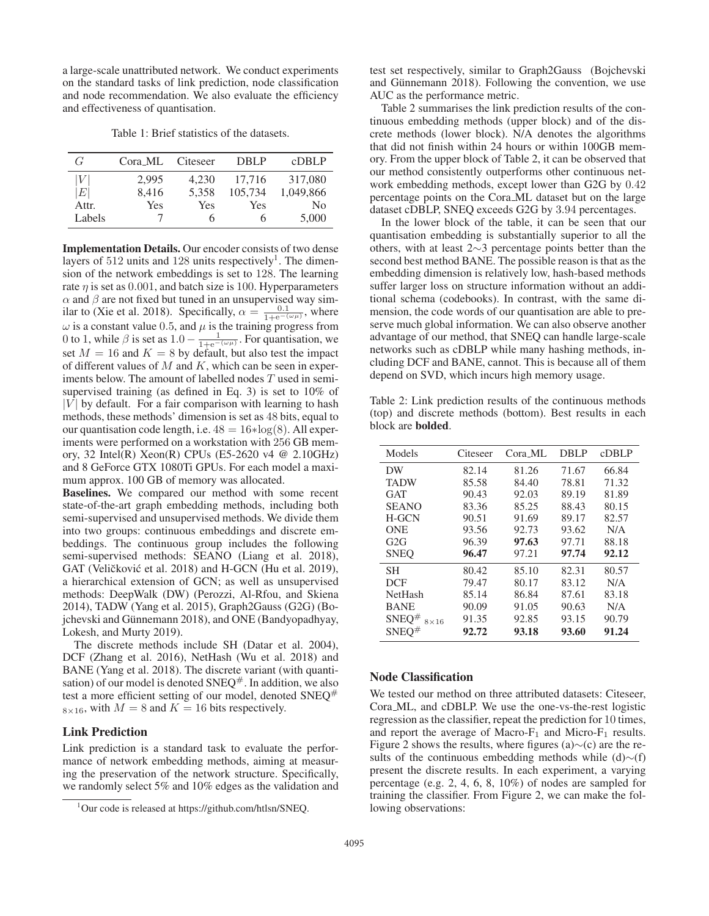a large-scale unattributed network. We conduct experiments on the standard tasks of link prediction, node classification and node recommendation. We also evaluate the efficiency and effectiveness of quantisation.

Table 1: Brief statistics of the datasets.

| $G$ | Cora_ML | Citeseer | DBLP | cDBLP |
|---|---|---|---|---|
| $\|V\|$ | 2,995 | 4,230 | 17,716 | 317,080 |
| $\|E\|$ | 8,416 | 5,358 | 105,734 | 1,049,866 |
| Attr. | Yes | Yes | Yes | No |
| Labels | 7 | 6 | 6 | 5,000 |

**Implementation Details.** Our encoder consists of two dense layers of 512 units and 128 units respectively[1]. The dimension of the network embeddings is set to 128. The learning rate $\eta$ is set as 0.001, and batch size is 100. Hyperparameters $\alpha$ and $\beta$ are not fixed but tuned in an unsupervised way similar to (Xie et al. 2018). Specifically, $\alpha = \frac{0.1}{1+e^{-(\omega\mu)}}$, where $\omega$ is a constant value 0.5, and $\mu$ is the training progress from 0 to 1, while $\beta$ is set as $1.0 - \frac{1}{1+e^{-(\omega\mu)}}$. For quantisation, we set $M = 16$ and $K = 8$ by default, but also test the impact of different values of $M$ and $K$, which can be seen in experiments below. The amount of labelled nodes $T$ used in semi-supervised training (as defined in Eq. 3) is set to 10% of $|V|$ by default. For a fair comparison with learning to hash methods, these methods' dimension is set as 48 bits, equal to our quantisation code length, i.e. $48 = 16{*}\log(8)$. All experiments were performed on a workstation with 256 GB memory, 32 Intel(R) Xeon(R) CPUs (E5-2620 v4 @ 2.10GHz) and 8 GeForce GTX 1080Ti GPUs. For each model a maximum approx. 100 GB of memory was allocated.

**Baselines.** We compared our method with some recent state-of-the-art graph embedding methods, including both semi-supervised and unsupervised methods. We divide them into two groups: continuous embeddings and discrete embeddings. The continuous group includes the following semi-supervised methods: SEANO (Liang et al. 2018), GAT (Veličković et al. 2018) and H-GCN (Hu et al. 2019), a hierarchical extension of GCN; as well as unsupervised methods: DeepWalk (DW) (Perozzi, Al-Rfou, and Skiena 2014), TADW (Yang et al. 2015), Graph2Gauss (G2G) (Bojchevski and Günnemann 2018), and ONE (Bandyopadhyay, Lokesh, and Murty 2019).

The discrete methods include SH (Datar et al. 2004), DCF (Zhang et al. 2016), NetHash (Wu et al. 2018) and BANE (Yang et al. 2018). The discrete variant (with quantisation) of our model is denoted SNEQ$^{\#}$. In addition, we also test a more efficient setting of our model, denoted SNEQ$^{\#}$ $_{8\times16}$, with $M = 8$ and $K = 16$ bits respectively.

## Link Prediction

Link prediction is a standard task to evaluate the performance of network embedding methods, aiming at measuring the preservation of the network structure. Specifically, we randomly select 5% and 10% edges as the validation and test set respectively, similar to Graph2Gauss (Bojchevski and Günnemann 2018). Following the convention, we use AUC as the performance metric.

Table 2 summarises the link prediction results of the continuous embedding methods (upper block) and of the discrete methods (lower block). N/A denotes the algorithms that did not finish within 24 hours or within 100GB memory. From the upper block of Table 2, it can be observed that our method consistently outperforms other continuous network embedding methods, except lower than G2G by 0.42 percentage points on the Cora_ML dataset but on the large dataset cDBLP, SNEQ exceeds G2G by 3.94 percentages.

In the lower block of the table, it can be seen that our quantisation embedding is substantially superior to all the others, with at least 2∼3 percentage points better than the second best method BANE. The possible reason is that as the embedding dimension is relatively low, hash-based methods suffer larger loss on structure information without an additional schema (codebooks). In contrast, with the same dimension, the code words of our quantisation are able to preserve much global information. We can also observe another advantage of our method, that SNEQ can handle large-scale networks such as cDBLP while many hashing methods, including DCF and BANE, cannot. This is because all of them depend on SVD, which incurs high memory usage.

Table 2: Link prediction results of the continuous methods (top) and discrete methods (bottom). Best results in each block are **bolded**.

| Models | Citeseer | Cora_ML | DBLP | cDBLP |
|---|---|---|---|---|
| DW | 82.14 | 81.26 | 71.67 | 66.84 |
| TADW | 85.58 | 84.40 | 78.81 | 71.32 |
| GAT | 90.43 | 92.03 | 89.19 | 81.89 |
| SEANO | 83.36 | 85.25 | 88.43 | 80.15 |
| H-GCN | 90.51 | 91.69 | 89.17 | 82.57 |
| ONE | 93.56 | 92.73 | 93.62 | N/A |
| G2G | 96.39 | **97.63** | 97.71 | 88.18 |
| SNEQ | **96.47** | 97.21 | **97.74** | **92.12** |
| SH | 80.42 | 85.10 | 82.31 | 80.57 |
| DCF | 79.47 | 80.17 | 83.12 | N/A |
| NetHash | 85.14 | 86.84 | 87.61 | 83.18 |
| BANE | 90.09 | 91.05 | 90.63 | N/A |
| SNEQ$^{\#}$ $_{8\times16}$ | 91.35 | 92.85 | 93.15 | 90.79 |
| SNEQ$^{\#}$ | **92.72** | **93.18** | **93.60** | **91.24** |

## Node Classification

We tested our method on three attributed datasets: Citeseer, Cora_ML, and cDBLP. We use the one-vs-the-rest logistic regression as the classifier, repeat the prediction for 10 times, and report the average of Macro-$F_1$ and Micro-$F_1$ results. Figure 2 shows the results, where figures (a)∼(c) are the results of the continuous embedding methods while (d)∼(f) present the discrete results. In each experiment, a varying percentage (e.g. 2, 4, 6, 8, 10%) of nodes are sampled for training the classifier. From Figure 2, we can make the following observations:

[1] Our code is released at https://github.com/htlsn/SNEQ.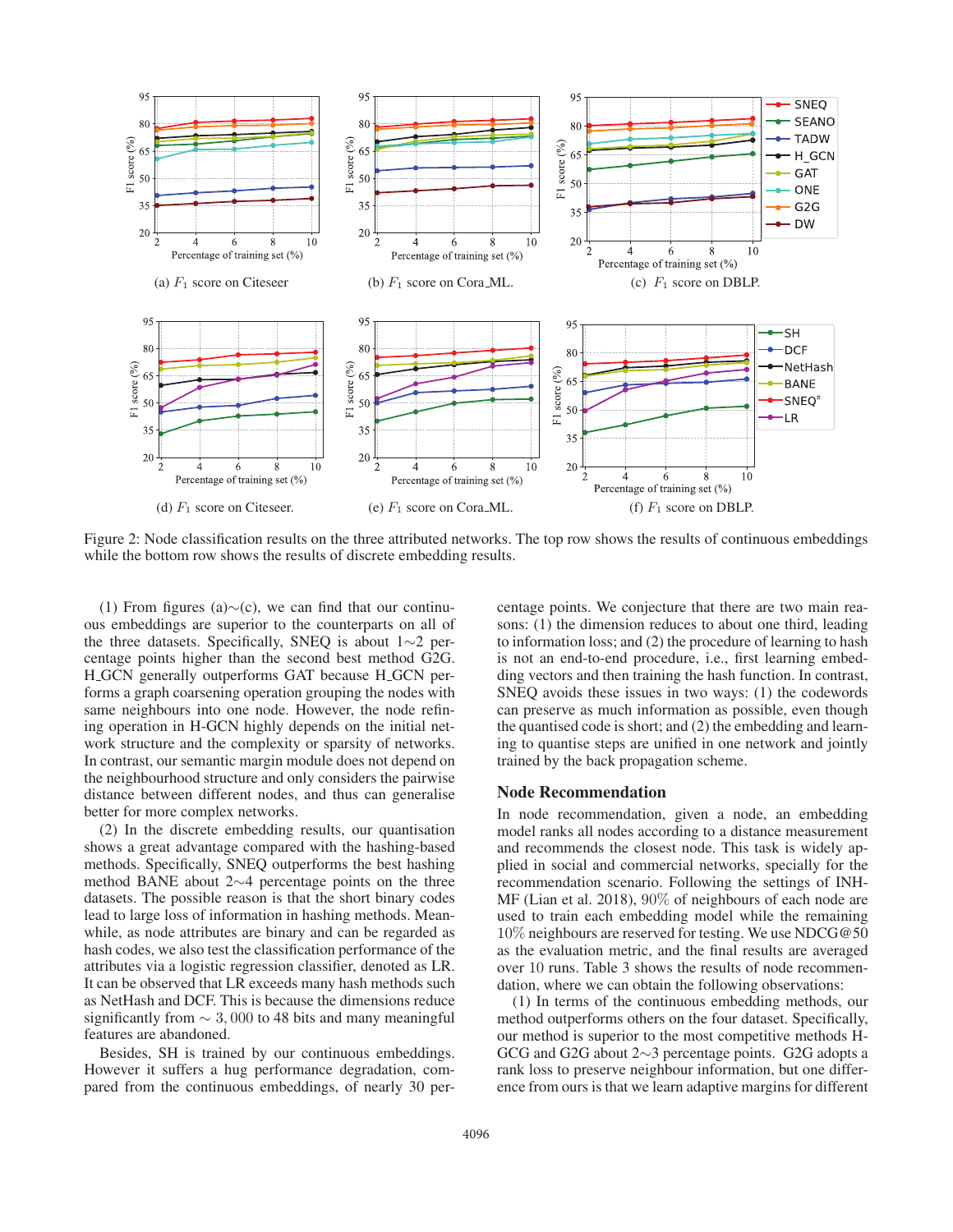(a) $F_1$ score on Citeseer

(b) $F_1$ score on Cora_ML.

(c) $F_1$ score on DBLP.

(d) $F_1$ score on Citeseer.

(e) $F_1$ score on Cora_ML.

(f) $F_1$ score on DBLP.

Figure 2: Node classification results on the three attributed networks. The top row shows the results of continuous embeddings while the bottom row shows the results of discrete embedding results.

(1) From figures (a)∼(c), we can find that our continuous embeddings are superior to the counterparts on all of the three datasets. Specifically, SNEQ is about 1∼2 percentage points higher than the second best method G2G. H_GCN generally outperforms GAT because H_GCN performs a graph coarsening operation grouping the nodes with same neighbours into one node. However, the node refining operation in H-GCN highly depends on the initial network structure and the complexity or sparsity of networks. In contrast, our semantic margin module does not depend on the neighbourhood structure and only considers the pairwise distance between different nodes, and thus can generalise better for more complex networks.

(2) In the discrete embedding results, our quantisation shows a great advantage compared with the hashing-based methods. Specifically, SNEQ outperforms the best hashing method BANE about 2∼4 percentage points on the three datasets. The possible reason is that the short binary codes lead to large loss of information in hashing methods. Meanwhile, as node attributes are binary and can be regarded as hash codes, we also test the classification performance of the attributes via a logistic regression classifier, denoted as LR. It can be observed that LR exceeds many hash methods such as NetHash and DCF. This is because the dimensions reduce significantly from $\sim 3,000$ to 48 bits and many meaningful features are abandoned.

Besides, SH is trained by our continuous embeddings. However it suffers a hug performance degradation, compared from the continuous embeddings, of nearly 30 percentage points. We conjecture that there are two main reasons: (1) the dimension reduces to about one third, leading to information loss; and (2) the procedure of learning to hash is not an end-to-end procedure, i.e., first learning embedding vectors and then training the hash function. In contrast, SNEQ avoids these issues in two ways: (1) the codewords can preserve as much information as possible, even though the quantised code is short; and (2) the embedding and learning to quantise steps are unified in one network and jointly trained by the back propagation scheme.

## Node Recommendation

In node recommendation, given a node, an embedding model ranks all nodes according to a distance measurement and recommends the closest node. This task is widely applied in social and commercial networks, specially for the recommendation scenario. Following the settings of INH-MF (Lian et al. 2018), 90% of neighbours of each node are used to train each embedding model while the remaining 10% neighbours are reserved for testing. We use NDCG@50 as the evaluation metric, and the final results are averaged over 10 runs. Table 3 shows the results of node recommendation, where we can obtain the following observations:

(1) In terms of the continuous embedding methods, our method outperforms others on the four dataset. Specifically, our method is superior to the most competitive methods H-GCG and G2G about 2∼3 percentage points. G2G adopts a rank loss to preserve neighbour information, but one difference from ours is that we learn adaptive margins for different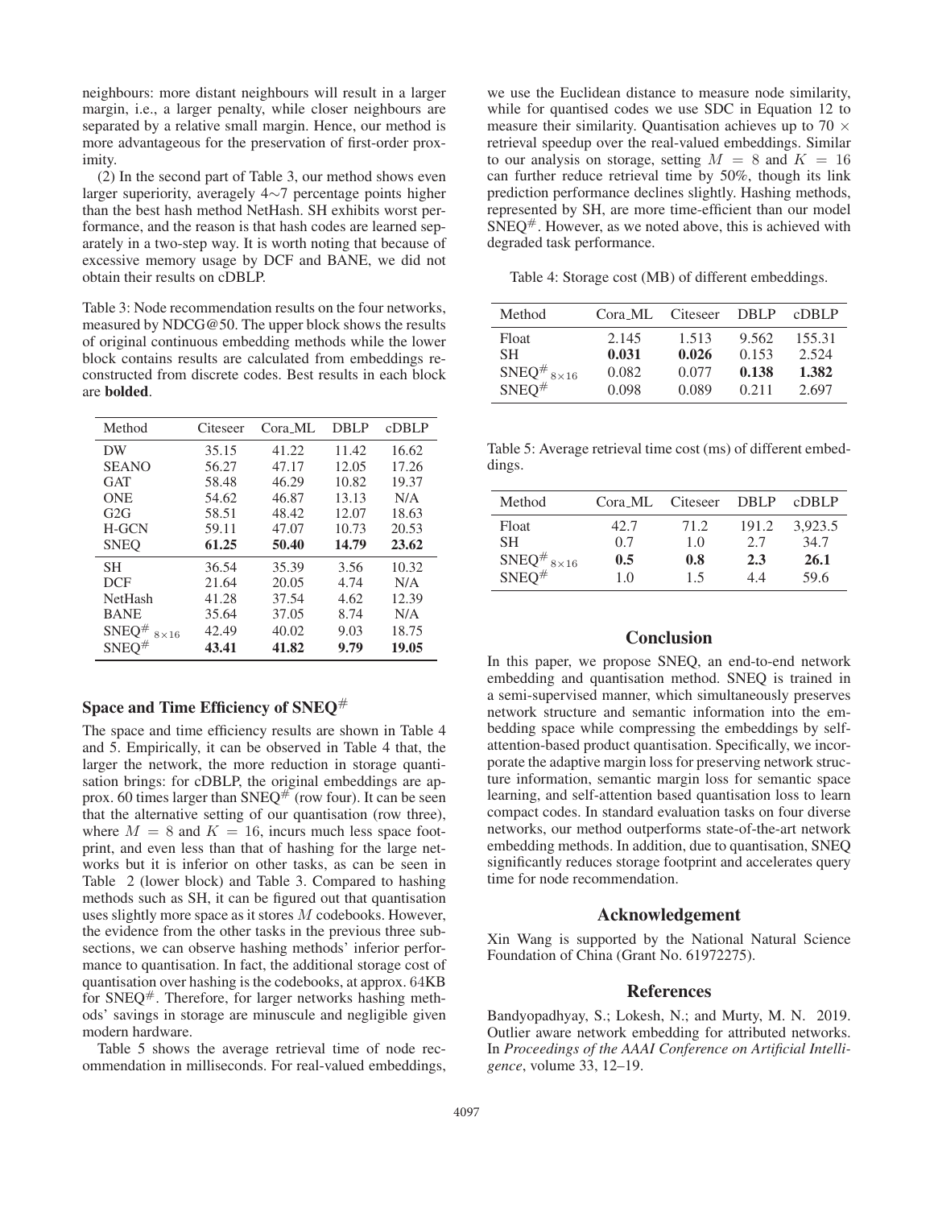neighbours: more distant neighbours will result in a larger margin, i.e., a larger penalty, while closer neighbours are separated by a relative small margin. Hence, our method is more advantageous for the preservation of first-order proximity.

(2) In the second part of Table 3, our method shows even larger superiority, averagely 4∼7 percentage points higher than the best hash method NetHash. SH exhibits worst performance, and the reason is that hash codes are learned separately in a two-step way. It is worth noting that because of excessive memory usage by DCF and BANE, we did not obtain their results on cDBLP.

Table 3: Node recommendation results on the four networks, measured by NDCG@50. The upper block shows the results of original continuous embedding methods while the lower block contains results are calculated from embeddings reconstructed from discrete codes. Best results in each block are **bolded**.

| Method | Citeseer | Cora_ML | DBLP | cDBLP |
|---|---|---|---|---|
| DW | 35.15 | 41.22 | 11.42 | 16.62 |
| SEANO | 56.27 | 47.17 | 12.05 | 17.26 |
| GAT | 58.48 | 46.29 | 10.82 | 19.37 |
| ONE | 54.62 | 46.87 | 13.13 | N/A |
| G2G | 58.51 | 48.42 | 12.07 | 18.63 |
| H-GCN | 59.11 | 47.07 | 10.73 | 20.53 |
| SNEQ | **61.25** | **50.40** | **14.79** | **23.62** |
| SH | 36.54 | 35.39 | 3.56 | 10.32 |
| DCF | 21.64 | 20.05 | 4.74 | N/A |
| NetHash | 41.28 | 37.54 | 4.62 | 12.39 |
| BANE | 35.64 | 37.05 | 8.74 | N/A |
| $\text{SNEQ}^{\#}_{8\times16}$ | 42.49 | 40.02 | 9.03 | 18.75 |
| $\text{SNEQ}^{\#}$ | **43.41** | **41.82** | **9.79** | **19.05** |

## Space and Time Efficiency of $\text{SNEQ}^{\#}$

The space and time efficiency results are shown in Table 4 and 5. Empirically, it can be observed in Table 4 that, the larger the network, the more reduction in storage quantisation brings: for cDBLP, the original embeddings are approx. 60 times larger than $\text{SNEQ}^{\#}$ (row four). It can be seen that the alternative setting of our quantisation (row three), where $M = 8$ and $K = 16$, incurs much less space footprint, and even less than that of hashing for the large networks but it is inferior on other tasks, as can be seen in Table 2 (lower block) and Table 3. Compared to hashing methods such as SH, it can be figured out that quantisation uses slightly more space as it stores $M$ codebooks. However, the evidence from the other tasks in the previous three subsections, we can observe hashing methods' inferior performance to quantisation. In fact, the additional storage cost of quantisation over hashing is the codebooks, at approx. 64KB for $\text{SNEQ}^{\#}$. Therefore, for larger networks hashing methods' savings in storage are minuscule and negligible given modern hardware.

Table 5 shows the average retrieval time of node recommendation in milliseconds. For real-valued embeddings, we use the Euclidean distance to measure node similarity, while for quantised codes we use SDC in Equation 12 to measure their similarity. Quantisation achieves up to 70 × retrieval speedup over the real-valued embeddings. Similar to our analysis on storage, setting $M = 8$ and $K = 16$ can further reduce retrieval time by 50%, though its link prediction performance declines slightly. Hashing methods, represented by SH, are more time-efficient than our model $\text{SNEQ}^{\#}$. However, as we noted above, this is achieved with degraded task performance.

Table 4: Storage cost (MB) of different embeddings.

| Method | Cora_ML | Citeseer | DBLP | cDBLP |
|---|---|---|---|---|
| Float | 2.145 | 1.513 | 9.562 | 155.31 |
| SH | **0.031** | **0.026** | 0.153 | 2.524 |
| $\text{SNEQ}^{\#}_{8\times16}$ | 0.082 | 0.077 | **0.138** | **1.382** |
| $\text{SNEQ}^{\#}$ | 0.098 | 0.089 | 0.211 | 2.697 |

Table 5: Average retrieval time cost (ms) of different embeddings.

| Method | Cora_ML | Citeseer | DBLP | cDBLP |
|---|---|---|---|---|
| Float | 42.7 | 71.2 | 191.2 | 3,923.5 |
| SH | 0.7 | 1.0 | 2.7 | 34.7 |
| $\text{SNEQ}^{\#}_{8\times16}$ | **0.5** | **0.8** | **2.3** | **26.1** |
| $\text{SNEQ}^{\#}$ | 1.0 | 1.5 | 4.4 | 59.6 |

## Conclusion

In this paper, we propose SNEQ, an end-to-end network embedding and quantisation method. SNEQ is trained in a semi-supervised manner, which simultaneously preserves network structure and semantic information into the embedding space while compressing the embeddings by self-attention-based product quantisation. Specifically, we incorporate the adaptive margin loss for preserving network structure information, semantic margin loss for semantic space learning, and self-attention based quantisation loss to learn compact codes. In standard evaluation tasks on four diverse networks, our method outperforms state-of-the-art network embedding methods. In addition, due to quantisation, SNEQ significantly reduces storage footprint and accelerates query time for node recommendation.

## Acknowledgement

Xin Wang is supported by the National Natural Science Foundation of China (Grant No. 61972275).

## References

Bandyopadhyay, S.; Lokesh, N.; and Murty, M. N. 2019. Outlier aware network embedding for attributed networks. In *Proceedings of the AAAI Conference on Artificial Intelligence*, volume 33, 12–19.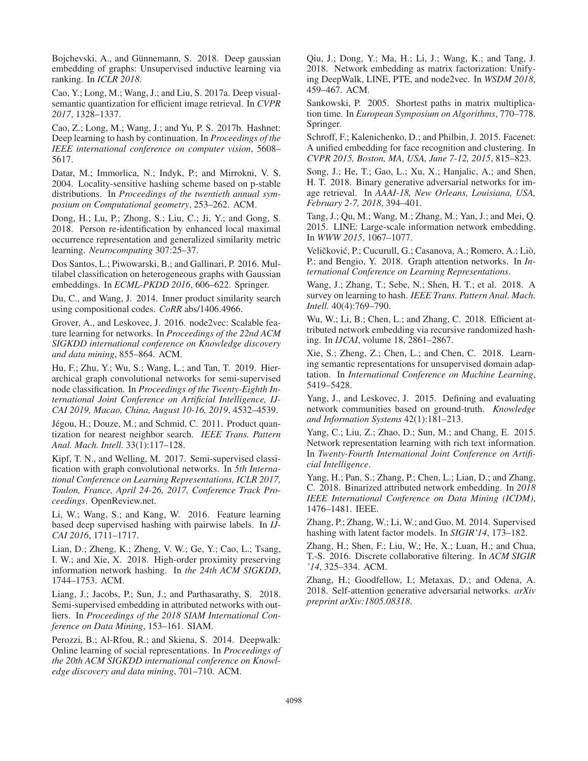Bojchevski, A., and Günnemann, S. 2018. Deep gaussian embedding of graphs: Unsupervised inductive learning via ranking. In *ICLR 2018*.

Cao, Y.; Long, M.; Wang, J.; and Liu, S. 2017a. Deep visual-semantic quantization for efficient image retrieval. In *CVPR 2017*, 1328–1337.

Cao, Z.; Long, M.; Wang, J.; and Yu, P. S. 2017b. Hashnet: Deep learning to hash by continuation. In *Proceedings of the IEEE international conference on computer vision*, 5608–5617.

Datar, M.; Immorlica, N.; Indyk, P.; and Mirrokni, V. S. 2004. Locality-sensitive hashing scheme based on p-stable distributions. In *Proceedings of the twentieth annual symposium on Computational geometry*, 253–262. ACM.

Dong, H.; Lu, P.; Zhong, S.; Liu, C.; Ji, Y.; and Gong, S. 2018. Person re-identification by enhanced local maximal occurrence representation and generalized similarity metric learning. *Neurocomputing* 307:25–37.

Dos Santos, L.; Piwowarski, B.; and Gallinari, P. 2016. Multilabel classification on heterogeneous graphs with Gaussian embeddings. In *ECML-PKDD 2016*, 606–622. Springer.

Du, C., and Wang, J. 2014. Inner product similarity search using compositional codes. *CoRR* abs/1406.4966.

Grover, A., and Leskovec, J. 2016. node2vec: Scalable feature learning for networks. In *Proceedings of the 22nd ACM SIGKDD international conference on Knowledge discovery and data mining*, 855–864. ACM.

Hu, F.; Zhu, Y.; Wu, S.; Wang, L.; and Tan, T. 2019. Hierarchical graph convolutional networks for semi-supervised node classification. In *Proceedings of the Twenty-Eighth International Joint Conference on Artificial Intelligence, IJCAI 2019, Macao, China, August 10-16, 2019*, 4532–4539.

Jégou, H.; Douze, M.; and Schmid, C. 2011. Product quantization for nearest neighbor search. *IEEE Trans. Pattern Anal. Mach. Intell.* 33(1):117–128.

Kipf, T. N., and Welling, M. 2017. Semi-supervised classification with graph convolutional networks. In *5th International Conference on Learning Representations, ICLR 2017, Toulon, France, April 24-26, 2017, Conference Track Proceedings*. OpenReview.net.

Li, W.; Wang, S.; and Kang, W. 2016. Feature learning based deep supervised hashing with pairwise labels. In *IJCAI 2016*, 1711–1717.

Lian, D.; Zheng, K.; Zheng, V. W.; Ge, Y.; Cao, L.; Tsang, I. W.; and Xie, X. 2018. High-order proximity preserving information network hashing. In *the 24th ACM SIGKDD*, 1744–1753. ACM.

Liang, J.; Jacobs, P.; Sun, J.; and Parthasarathy, S. 2018. Semi-supervised embedding in attributed networks with outliers. In *Proceedings of the 2018 SIAM International Conference on Data Mining*, 153–161. SIAM.

Perozzi, B.; Al-Rfou, R.; and Skiena, S. 2014. Deepwalk: Online learning of social representations. In *Proceedings of the 20th ACM SIGKDD international conference on Knowledge discovery and data mining*, 701–710. ACM.

Qiu, J.; Dong, Y.; Ma, H.; Li, J.; Wang, K.; and Tang, J. 2018. Network embedding as matrix factorization: Unifying DeepWalk, LINE, PTE, and node2vec. In *WSDM 2018*, 459–467. ACM.

Sankowski, P. 2005. Shortest paths in matrix multiplication time. In *European Symposium on Algorithms*, 770–778. Springer.

Schroff, F.; Kalenichenko, D.; and Philbin, J. 2015. Facenet: A unified embedding for face recognition and clustering. In *CVPR 2015, Boston, MA, USA, June 7-12, 2015*, 815–823.

Song, J.; He, T.; Gao, L.; Xu, X.; Hanjalic, A.; and Shen, H. T. 2018. Binary generative adversarial networks for image retrieval. In *AAAI-18, New Orleans, Louisiana, USA, February 2-7, 2018*, 394–401.

Tang, J.; Qu, M.; Wang, M.; Zhang, M.; Yan, J.; and Mei, Q. 2015. LINE: Large-scale information network embedding. In *WWW 2015*, 1067–1077.

Veličković, P.; Cucurull, G.; Casanova, A.; Romero, A.; Liò, P.; and Bengio, Y. 2018. Graph attention networks. In *International Conference on Learning Representations*.

Wang, J.; Zhang, T.; Sebe, N.; Shen, H. T.; et al. 2018. A survey on learning to hash. *IEEE Trans. Pattern Anal. Mach. Intell.* 40(4):769–790.

Wu, W.; Li, B.; Chen, L.; and Zhang, C. 2018. Efficient attributed network embedding via recursive randomized hashing. In *IJCAI*, volume 18, 2861–2867.

Xie, S.; Zheng, Z.; Chen, L.; and Chen, C. 2018. Learning semantic representations for unsupervised domain adaptation. In *International Conference on Machine Learning*, 5419–5428.

Yang, J., and Leskovec, J. 2015. Defining and evaluating network communities based on ground-truth. *Knowledge and Information Systems* 42(1):181–213.

Yang, C.; Liu, Z.; Zhao, D.; Sun, M.; and Chang, E. 2015. Network representation learning with rich text information. In *Twenty-Fourth International Joint Conference on Artificial Intelligence*.

Yang, H.; Pan, S.; Zhang, P.; Chen, L.; Lian, D.; and Zhang, C. 2018. Binarized attributed network embedding. In *2018 IEEE International Conference on Data Mining (ICDM)*, 1476–1481. IEEE.

Zhang, P.; Zhang, W.; Li, W.; and Guo, M. 2014. Supervised hashing with latent factor models. In *SIGIR'14*, 173–182.

Zhang, H.; Shen, F.; Liu, W.; He, X.; Luan, H.; and Chua, T.-S. 2016. Discrete collaborative filtering. In *ACM SIGIR '14*, 325–334. ACM.

Zhang, H.; Goodfellow, I.; Metaxas, D.; and Odena, A. 2018. Self-attention generative adversarial networks. *arXiv preprint arXiv:1805.08318*.